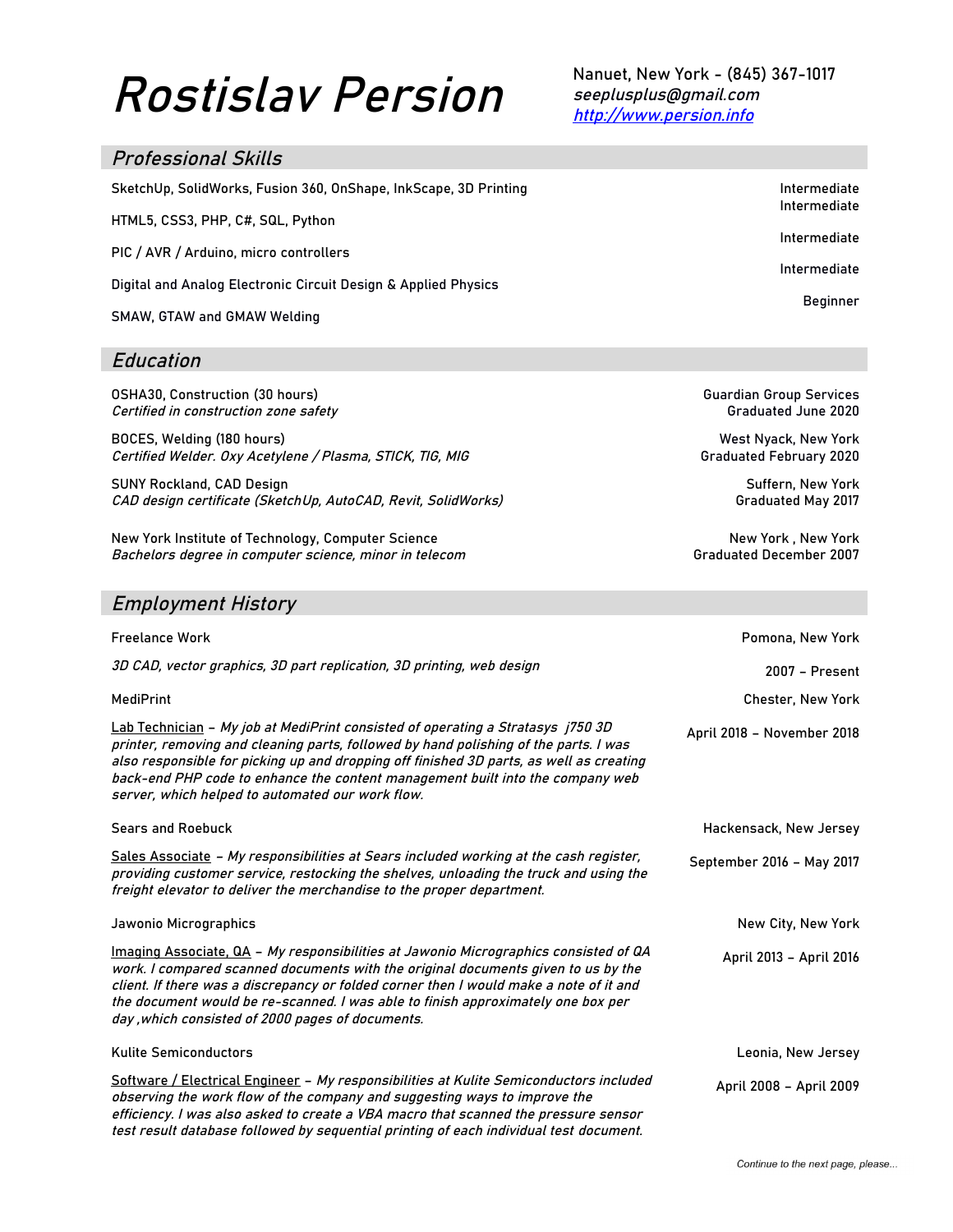# Rostislav Persion

Nanuet, New York - (845) 367-1017
*seeplusplus@gmail.com*
*[http://www.persion.info](http://www.persion.info)*

## *Professional Skills*

| Skill | Level |
| --- | --- |
| SketchUp, SolidWorks, Fusion 360, OnShape, InkScape, 3D Printing | Intermediate |
| HTML5, CSS3, PHP, C#, SQL, Python | Intermediate |
| PIC / AVR / Arduino, micro controllers | Intermediate |
| Digital and Analog Electronic Circuit Design & Applied Physics | Intermediate |
| SMAW, GTAW and GMAW Welding | Beginner |

## *Education*

OSHA30, Construction (30 hours) — Guardian Group Services
*Certified in construction zone safety* — Graduated June 2020

BOCES, Welding (180 hours) — West Nyack, New York
*Certified Welder. Oxy Acetylene / Plasma, STICK, TIG, MIG* — Graduated February 2020

SUNY Rockland, CAD Design — Suffern, New York
*CAD design certificate (SketchUp, AutoCAD, Revit, SolidWorks)* — Graduated May 2017

New York Institute of Technology, Computer Science — New York , New York
*Bachelors degree in computer science, minor in telecom* — Graduated December 2007

## *Employment History*

Freelance Work — Pomona, New York

*3D CAD, vector graphics, 3D part replication, 3D printing, web design* — 2007 – Present

MediPrint — Chester, New York

Lab Technician – *My job at MediPrint consisted of operating a Stratasys j750 3D printer, removing and cleaning parts, followed by hand polishing of the parts. I was also responsible for picking up and dropping off finished 3D parts, as well as creating back-end PHP code to enhance the content management built into the company web server, which helped to automated our work flow.* — April 2018 – November 2018

Sears and Roebuck — Hackensack, New Jersey

Sales Associate – *My responsibilities at Sears included working at the cash register, providing customer service, restocking the shelves, unloading the truck and using the freight elevator to deliver the merchandise to the proper department.* — September 2016 – May 2017

Jawonio Micrographics — New City, New York

Imaging Associate, QA – *My responsibilities at Jawonio Micrographics consisted of QA work. I compared scanned documents with the original documents given to us by the client. If there was a discrepancy or folded corner then I would make a note of it and the document would be re-scanned. I was able to finish approximately one box per day ,which consisted of 2000 pages of documents.* — April 2013 – April 2016

Kulite Semiconductors — Leonia, New Jersey

Software / Electrical Engineer – *My responsibilities at Kulite Semiconductors included observing the work flow of the company and suggesting ways to improve the efficiency. I was also asked to create a VBA macro that scanned the pressure sensor test result database followed by sequential printing of each individual test document.* — April 2008 – April 2009

*Continue to the next page, please...*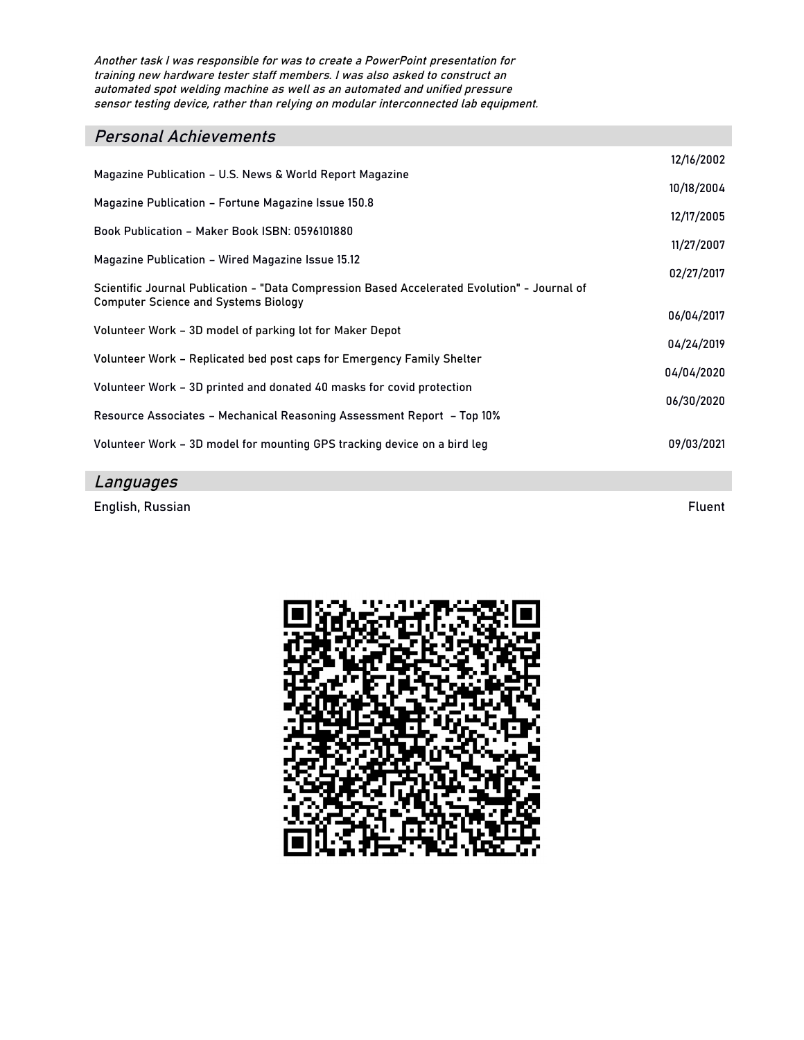*Another task I was responsible for was to create a PowerPoint presentation for training new hardware tester staff members. I was also asked to construct an automated spot welding machine as well as an automated and unified pressure sensor testing device, rather than relying on modular interconnected lab equipment.*

## *Personal Achievements*

| | |
|---|---|
| Magazine Publication – U.S. News & World Report Magazine | 12/16/2002 |
| Magazine Publication – Fortune Magazine Issue 150.8 | 10/18/2004 |
| Book Publication – Maker Book ISBN: 0596101880 | 12/17/2005 |
| Magazine Publication – Wired Magazine Issue 15.12 | 11/27/2007 |
| Scientific Journal Publication - "Data Compression Based Accelerated Evolution" - Journal of Computer Science and Systems Biology | 02/27/2017 |
| Volunteer Work – 3D model of parking lot for Maker Depot | 06/04/2017 |
| Volunteer Work – Replicated bed post caps for Emergency Family Shelter | 04/24/2019 |
| Volunteer Work – 3D printed and donated 40 masks for covid protection | 04/04/2020 |
| Resource Associates – Mechanical Reasoning Assessment Report – Top 10% | 06/30/2020 |
| Volunteer Work – 3D model for mounting GPS tracking device on a bird leg | 09/03/2021 |

## *Languages*

English, Russian — Fluent